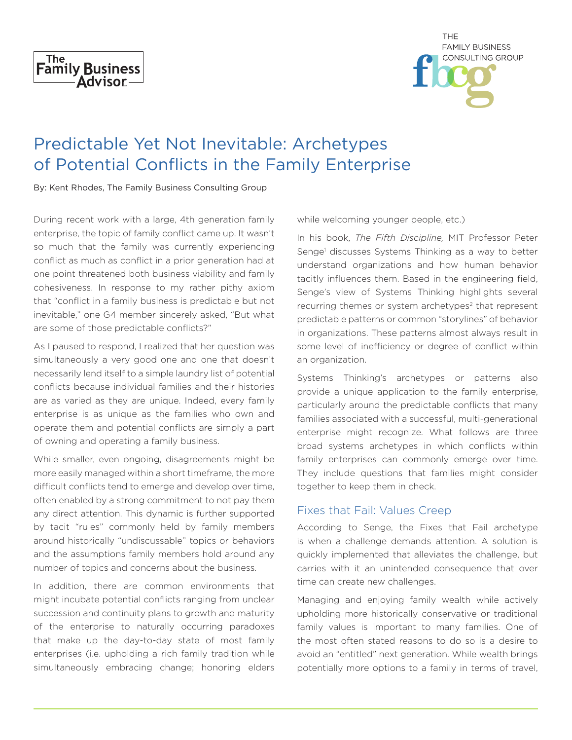The Family Business Advisor

THE FAMILY BUSINESS CONSULTING GROUP

# Predictable Yet Not Inevitable: Archetypes of Potential Conflicts in the Family Enterprise

By: Kent Rhodes, The Family Business Consulting Group

During recent work with a large, 4th generation family enterprise, the topic of family conflict came up. It wasn't so much that the family was currently experiencing conflict as much as conflict in a prior generation had at one point threatened both business viability and family cohesiveness. In response to my rather pithy axiom that "conflict in a family business is predictable but not inevitable," one G4 member sincerely asked, "But what are some of those predictable conflicts?"

As I paused to respond, I realized that her question was simultaneously a very good one and one that doesn't necessarily lend itself to a simple laundry list of potential conflicts because individual families and their histories are as varied as they are unique. Indeed, every family enterprise is as unique as the families who own and operate them and potential conflicts are simply a part of owning and operating a family business.

While smaller, even ongoing, disagreements might be more easily managed within a short timeframe, the more difficult conflicts tend to emerge and develop over time, often enabled by a strong commitment to not pay them any direct attention. This dynamic is further supported by tacit "rules" commonly held by family members around historically "undiscussable" topics or behaviors and the assumptions family members hold around any number of topics and concerns about the business.

In addition, there are common environments that might incubate potential conflicts ranging from unclear succession and continuity plans to growth and maturity of the enterprise to naturally occurring paradoxes that make up the day-to-day state of most family enterprises (i.e. upholding a rich family tradition while simultaneously embracing change; honoring elders while welcoming younger people, etc.)

In his book, *The Fifth Discipline,* MIT Professor Peter Senge[1] discusses Systems Thinking as a way to better understand organizations and how human behavior tacitly influences them. Based in the engineering field, Senge's view of Systems Thinking highlights several recurring themes or system archetypes[2] that represent predictable patterns or common "storylines" of behavior in organizations. These patterns almost always result in some level of inefficiency or degree of conflict within an organization.

Systems Thinking's archetypes or patterns also provide a unique application to the family enterprise, particularly around the predictable conflicts that many families associated with a successful, multi-generational enterprise might recognize. What follows are three broad systems archetypes in which conflicts within family enterprises can commonly emerge over time. They include questions that families might consider together to keep them in check.

## Fixes that Fail: Values Creep

According to Senge, the Fixes that Fail archetype is when a challenge demands attention. A solution is quickly implemented that alleviates the challenge, but carries with it an unintended consequence that over time can create new challenges.

Managing and enjoying family wealth while actively upholding more historically conservative or traditional family values is important to many families. One of the most often stated reasons to do so is a desire to avoid an "entitled" next generation. While wealth brings potentially more options to a family in terms of travel,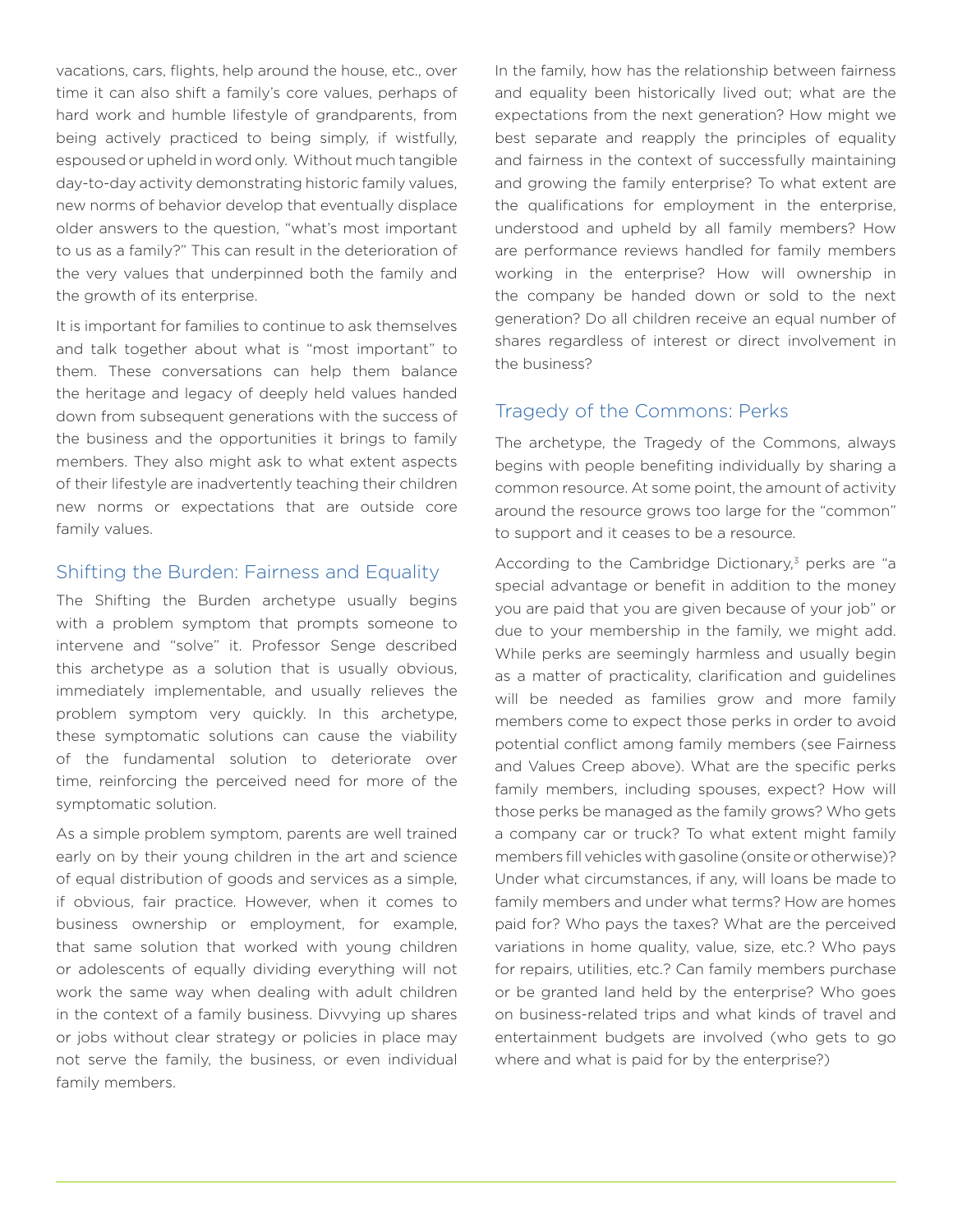vacations, cars, flights, help around the house, etc., over time it can also shift a family's core values, perhaps of hard work and humble lifestyle of grandparents, from being actively practiced to being simply, if wistfully, espoused or upheld in word only. Without much tangible day-to-day activity demonstrating historic family values, new norms of behavior develop that eventually displace older answers to the question, "what's most important to us as a family?" This can result in the deterioration of the very values that underpinned both the family and the growth of its enterprise.

It is important for families to continue to ask themselves and talk together about what is "most important" to them. These conversations can help them balance the heritage and legacy of deeply held values handed down from subsequent generations with the success of the business and the opportunities it brings to family members. They also might ask to what extent aspects of their lifestyle are inadvertently teaching their children new norms or expectations that are outside core family values.

## Shifting the Burden: Fairness and Equality

The Shifting the Burden archetype usually begins with a problem symptom that prompts someone to intervene and "solve" it. Professor Senge described this archetype as a solution that is usually obvious, immediately implementable, and usually relieves the problem symptom very quickly. In this archetype, these symptomatic solutions can cause the viability of the fundamental solution to deteriorate over time, reinforcing the perceived need for more of the symptomatic solution.

As a simple problem symptom, parents are well trained early on by their young children in the art and science of equal distribution of goods and services as a simple, if obvious, fair practice. However, when it comes to business ownership or employment, for example, that same solution that worked with young children or adolescents of equally dividing everything will not work the same way when dealing with adult children in the context of a family business. Divvying up shares or jobs without clear strategy or policies in place may not serve the family, the business, or even individual family members.

In the family, how has the relationship between fairness and equality been historically lived out; what are the expectations from the next generation? How might we best separate and reapply the principles of equality and fairness in the context of successfully maintaining and growing the family enterprise? To what extent are the qualifications for employment in the enterprise, understood and upheld by all family members? How are performance reviews handled for family members working in the enterprise? How will ownership in the company be handed down or sold to the next generation? Do all children receive an equal number of shares regardless of interest or direct involvement in the business?

## Tragedy of the Commons: Perks

The archetype, the Tragedy of the Commons, always begins with people benefiting individually by sharing a common resource. At some point, the amount of activity around the resource grows too large for the "common" to support and it ceases to be a resource.

According to the Cambridge Dictionary,[3] perks are "a special advantage or benefit in addition to the money you are paid that you are given because of your job" or due to your membership in the family, we might add. While perks are seemingly harmless and usually begin as a matter of practicality, clarification and guidelines will be needed as families grow and more family members come to expect those perks in order to avoid potential conflict among family members (see Fairness and Values Creep above). What are the specific perks family members, including spouses, expect? How will those perks be managed as the family grows? Who gets a company car or truck? To what extent might family members fill vehicles with gasoline (onsite or otherwise)? Under what circumstances, if any, will loans be made to family members and under what terms? How are homes paid for? Who pays the taxes? What are the perceived variations in home quality, value, size, etc.? Who pays for repairs, utilities, etc.? Can family members purchase or be granted land held by the enterprise? Who goes on business-related trips and what kinds of travel and entertainment budgets are involved (who gets to go where and what is paid for by the enterprise?)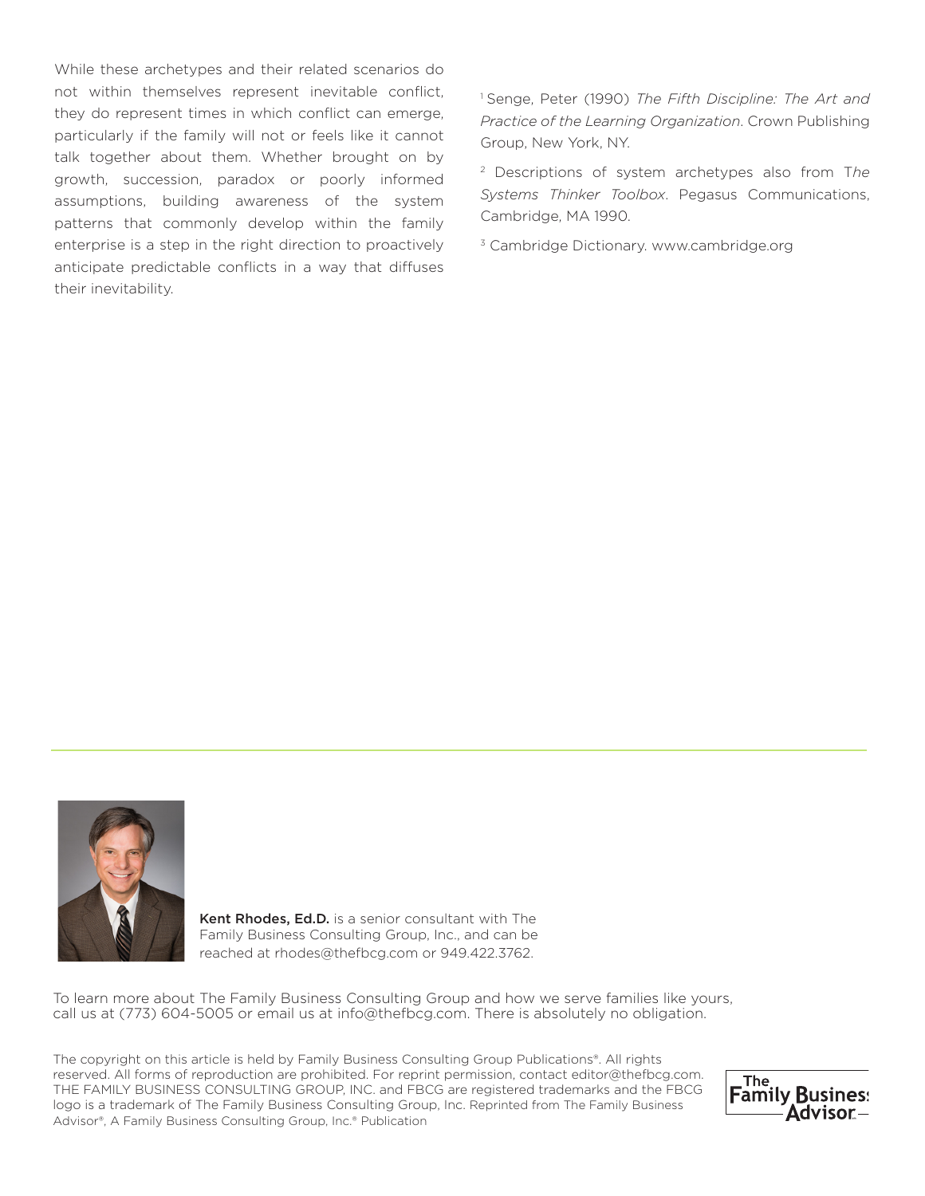While these archetypes and their related scenarios do not within themselves represent inevitable conflict, they do represent times in which conflict can emerge, particularly if the family will not or feels like it cannot talk together about them. Whether brought on by growth, succession, paradox or poorly informed assumptions, building awareness of the system patterns that commonly develop within the family enterprise is a step in the right direction to proactively anticipate predictable conflicts in a way that diffuses their inevitability.

[1] Senge, Peter (1990) *The Fifth Discipline: The Art and Practice of the Learning Organization*. Crown Publishing Group, New York, NY.

[2] Descriptions of system archetypes also from T*he Systems Thinker Toolbox*. Pegasus Communications, Cambridge, MA 1990.

[3] Cambridge Dictionary. www.cambridge.org

---

**Kent Rhodes, Ed.D.** is a senior consultant with The Family Business Consulting Group, Inc., and can be reached at rhodes@thefbcg.com or 949.422.3762.

To learn more about The Family Business Consulting Group and how we serve families like yours, call us at (773) 604-5005 or email us at info@thefbcg.com. There is absolutely no obligation.

The copyright on this article is held by Family Business Consulting Group Publications®. All rights reserved. All forms of reproduction are prohibited. For reprint permission, contact editor@thefbcg.com. THE FAMILY BUSINESS CONSULTING GROUP, INC. and FBCG are registered trademarks and the FBCG logo is a trademark of The Family Business Consulting Group, Inc. Reprinted from The Family Business Advisor®, A Family Business Consulting Group, Inc.® Publication

The Family Business Advisor